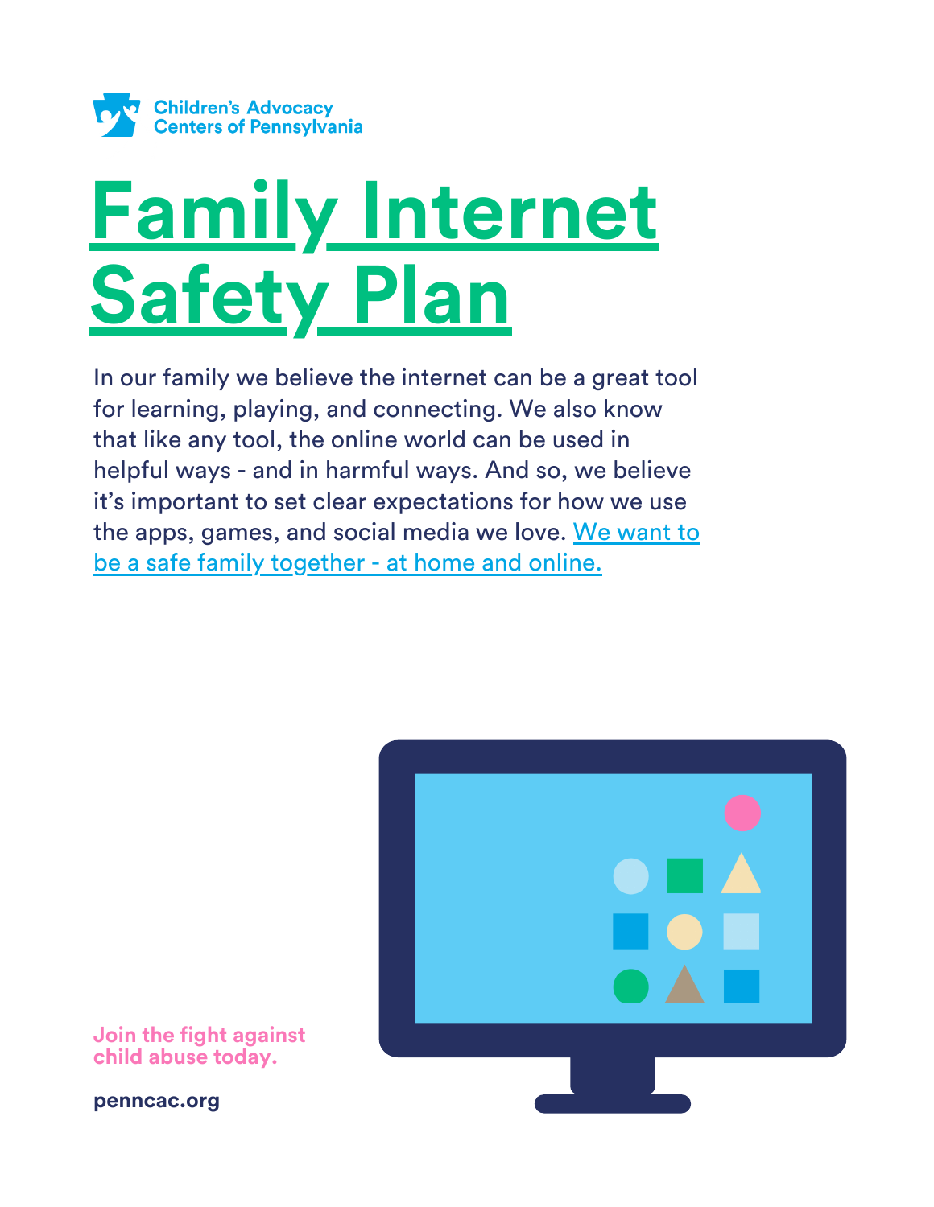Children's Advocacy Centers of Pennsylvania

# Family Internet Safety Plan

In our family we believe the internet can be a great tool for learning, playing, and connecting. We also know that like any tool, the online world can be used in helpful ways - and in harmful ways. And so, we believe it's important to set clear expectations for how we use the apps, games, and social media we love. We want to be a safe family together - at home and online.

**Join the fight against child abuse today.**

**penncac.org**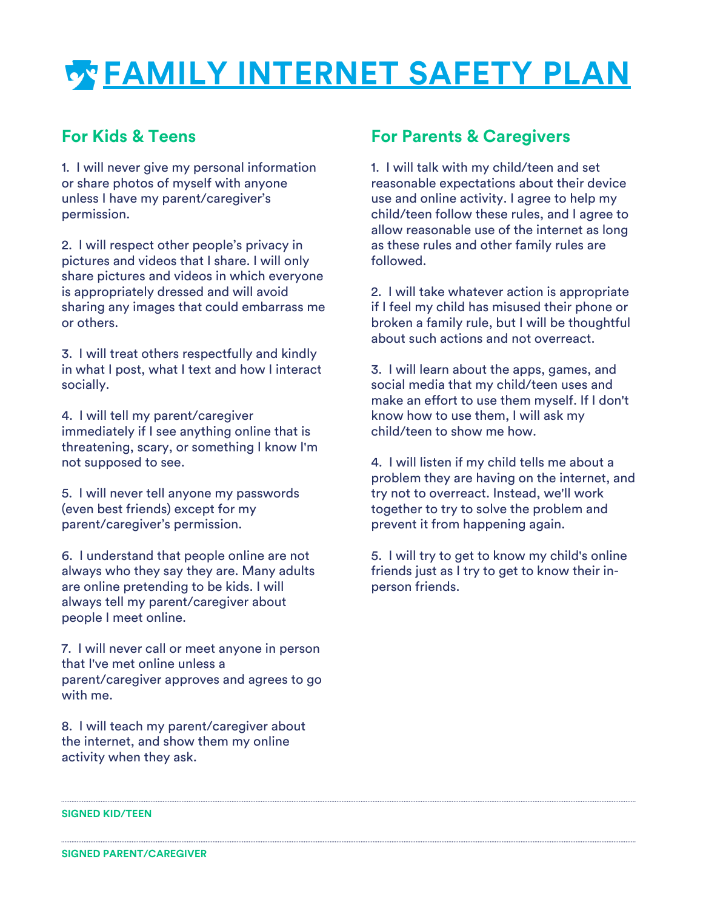# FAMILY INTERNET SAFETY PLAN

## For Kids & Teens

1. I will never give my personal information or share photos of myself with anyone unless I have my parent/caregiver's permission.

2. I will respect other people's privacy in pictures and videos that I share. I will only share pictures and videos in which everyone is appropriately dressed and will avoid sharing any images that could embarrass me or others.

3. I will treat others respectfully and kindly in what I post, what I text and how I interact socially.

4. I will tell my parent/caregiver immediately if I see anything online that is threatening, scary, or something I know I'm not supposed to see.

5. I will never tell anyone my passwords (even best friends) except for my parent/caregiver's permission.

6. I understand that people online are not always who they say they are. Many adults are online pretending to be kids. I will always tell my parent/caregiver about people I meet online.

7. I will never call or meet anyone in person that I've met online unless a parent/caregiver approves and agrees to go with me.

8. I will teach my parent/caregiver about the internet, and show them my online activity when they ask.

## For Parents & Caregivers

1. I will talk with my child/teen and set reasonable expectations about their device use and online activity. I agree to help my child/teen follow these rules, and I agree to allow reasonable use of the internet as long as these rules and other family rules are followed.

2. I will take whatever action is appropriate if I feel my child has misused their phone or broken a family rule, but I will be thoughtful about such actions and not overreact.

3. I will learn about the apps, games, and social media that my child/teen uses and make an effort to use them myself. If I don't know how to use them, I will ask my child/teen to show me how.

4. I will listen if my child tells me about a problem they are having on the internet, and try not to overreact. Instead, we'll work together to try to solve the problem and prevent it from happening again.

5. I will try to get to know my child's online friends just as I try to get to know their in-person friends.

---

**SIGNED KID/TEEN**

---

**SIGNED PARENT/CAREGIVER**